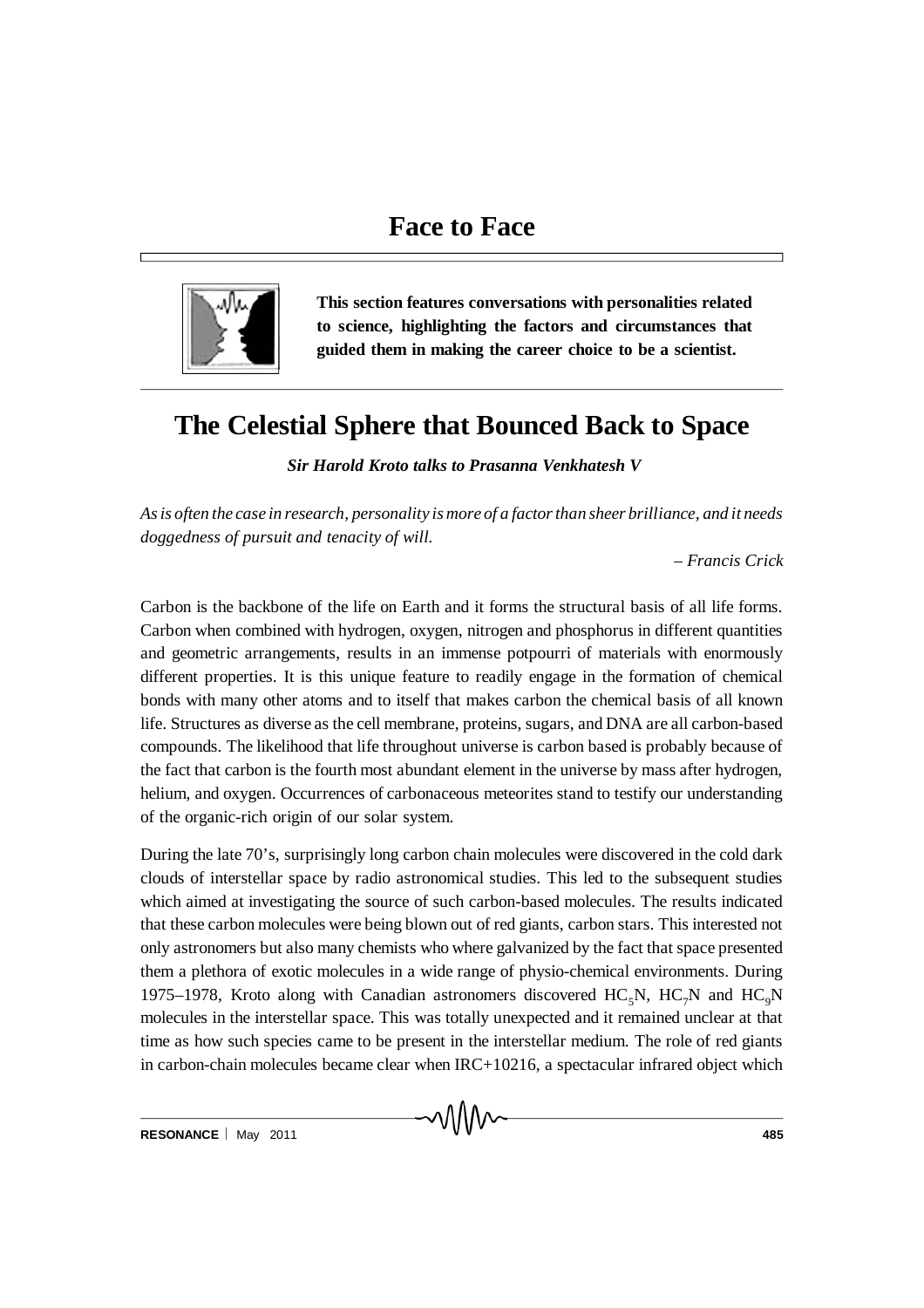# Face to Face

**This section features conversations with personalities related to science, highlighting the factors and circumstances that guided them in making the career choice to be a scientist.**

## The Celestial Sphere that Bounced Back to Space

***Sir Harold Kroto talks to Prasanna Venkhatesh V***

*As is often the case in research, personality is more of a factor than sheer brilliance, and it needs doggedness of pursuit and tenacity of will.*

*– Francis Crick*

Carbon is the backbone of the life on Earth and it forms the structural basis of all life forms. Carbon when combined with hydrogen, oxygen, nitrogen and phosphorus in different quantities and geometric arrangements, results in an immense potpourri of materials with enormously different properties. It is this unique feature to readily engage in the formation of chemical bonds with many other atoms and to itself that makes carbon the chemical basis of all known life. Structures as diverse as the cell membrane, proteins, sugars, and DNA are all carbon-based compounds. The likelihood that life throughout universe is carbon based is probably because of the fact that carbon is the fourth most abundant element in the universe by mass after hydrogen, helium, and oxygen. Occurrences of carbonaceous meteorites stand to testify our understanding of the organic-rich origin of our solar system.

During the late 70's, surprisingly long carbon chain molecules were discovered in the cold dark clouds of interstellar space by radio astronomical studies. This led to the subsequent studies which aimed at investigating the source of such carbon-based molecules. The results indicated that these carbon molecules were being blown out of red giants, carbon stars. This interested not only astronomers but also many chemists who where galvanized by the fact that space presented them a plethora of exotic molecules in a wide range of physio-chemical environments. During 1975–1978, Kroto along with Canadian astronomers discovered $HC_5N$, $HC_7N$ and $HC_9N$ molecules in the interstellar space. This was totally unexpected and it remained unclear at that time as how such species came to be present in the interstellar medium. The role of red giants in carbon-chain molecules became clear when IRC+10216, a spectacular infrared object which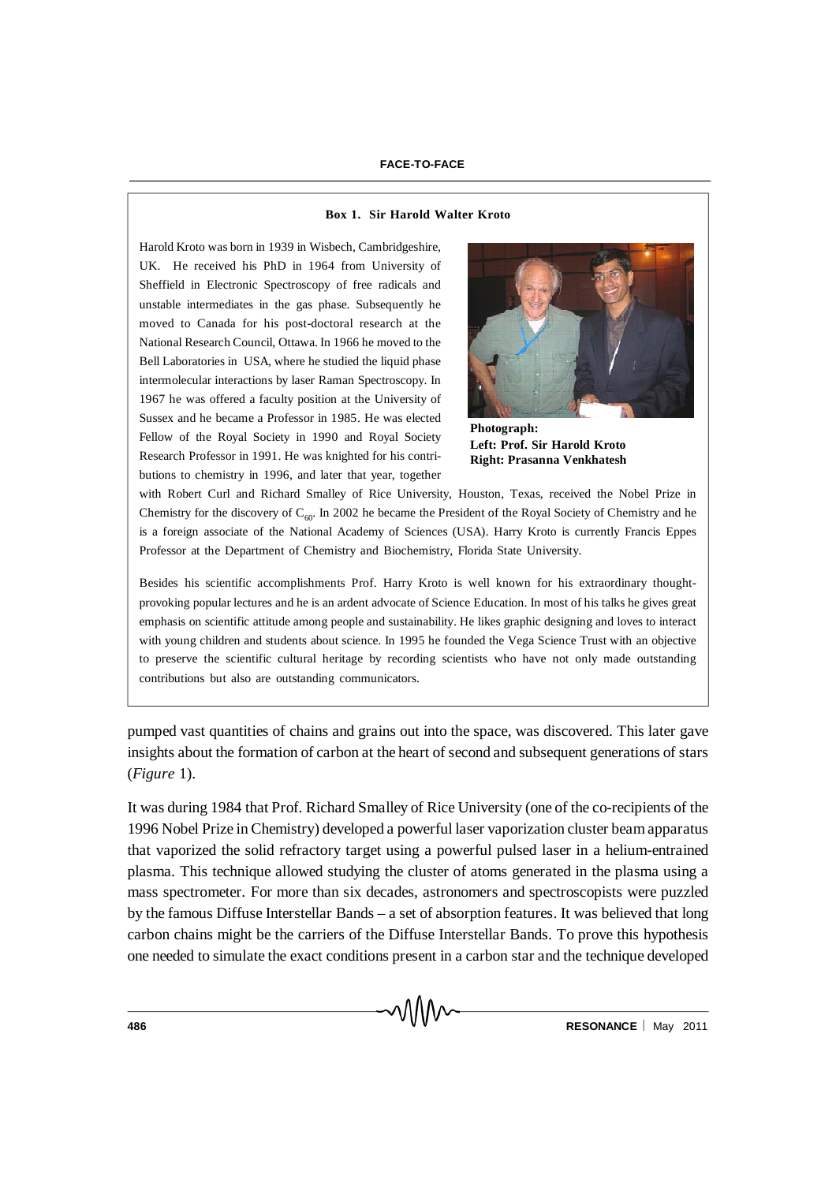**Box 1. Sir Harold Walter Kroto**

Harold Kroto was born in 1939 in Wisbech, Cambridgeshire, UK. He received his PhD in 1964 from University of Sheffield in Electronic Spectroscopy of free radicals and unstable intermediates in the gas phase. Subsequently he moved to Canada for his post-doctoral research at the National Research Council, Ottawa. In 1966 he moved to the Bell Laboratories in USA, where he studied the liquid phase intermolecular interactions by laser Raman Spectroscopy. In 1967 he was offered a faculty position at the University of Sussex and he became a Professor in 1985. He was elected Fellow of the Royal Society in 1990 and Royal Society Research Professor in 1991. He was knighted for his contributions to chemistry in 1996, and later that year, together with Robert Curl and Richard Smalley of Rice University, Houston, Texas, received the Nobel Prize in Chemistry for the discovery of $C_{60}$. In 2002 he became the President of the Royal Society of Chemistry and he is a foreign associate of the National Academy of Sciences (USA). Harry Kroto is currently Francis Eppes Professor at the Department of Chemistry and Biochemistry, Florida State University.

**Photograph:**
**Left: Prof. Sir Harold Kroto**
**Right: Prasanna Venkhatesh**

Besides his scientific accomplishments Prof. Harry Kroto is well known for his extraordinary thought-provoking popular lectures and he is an ardent advocate of Science Education. In most of his talks he gives great emphasis on scientific attitude among people and sustainability. He likes graphic designing and loves to interact with young children and students about science. In 1995 he founded the Vega Science Trust with an objective to preserve the scientific cultural heritage by recording scientists who have not only made outstanding contributions but also are outstanding communicators.

pumped vast quantities of chains and grains out into the space, was discovered. This later gave insights about the formation of carbon at the heart of second and subsequent generations of stars (*Figure* 1).

It was during 1984 that Prof. Richard Smalley of Rice University (one of the co-recipients of the 1996 Nobel Prize in Chemistry) developed a powerful laser vaporization cluster beam apparatus that vaporized the solid refractory target using a powerful pulsed laser in a helium-entrained plasma. This technique allowed studying the cluster of atoms generated in the plasma using a mass spectrometer. For more than six decades, astronomers and spectroscopists were puzzled by the famous Diffuse Interstellar Bands – a set of absorption features. It was believed that long carbon chains might be the carriers of the Diffuse Interstellar Bands. To prove this hypothesis one needed to simulate the exact conditions present in a carbon star and the technique developed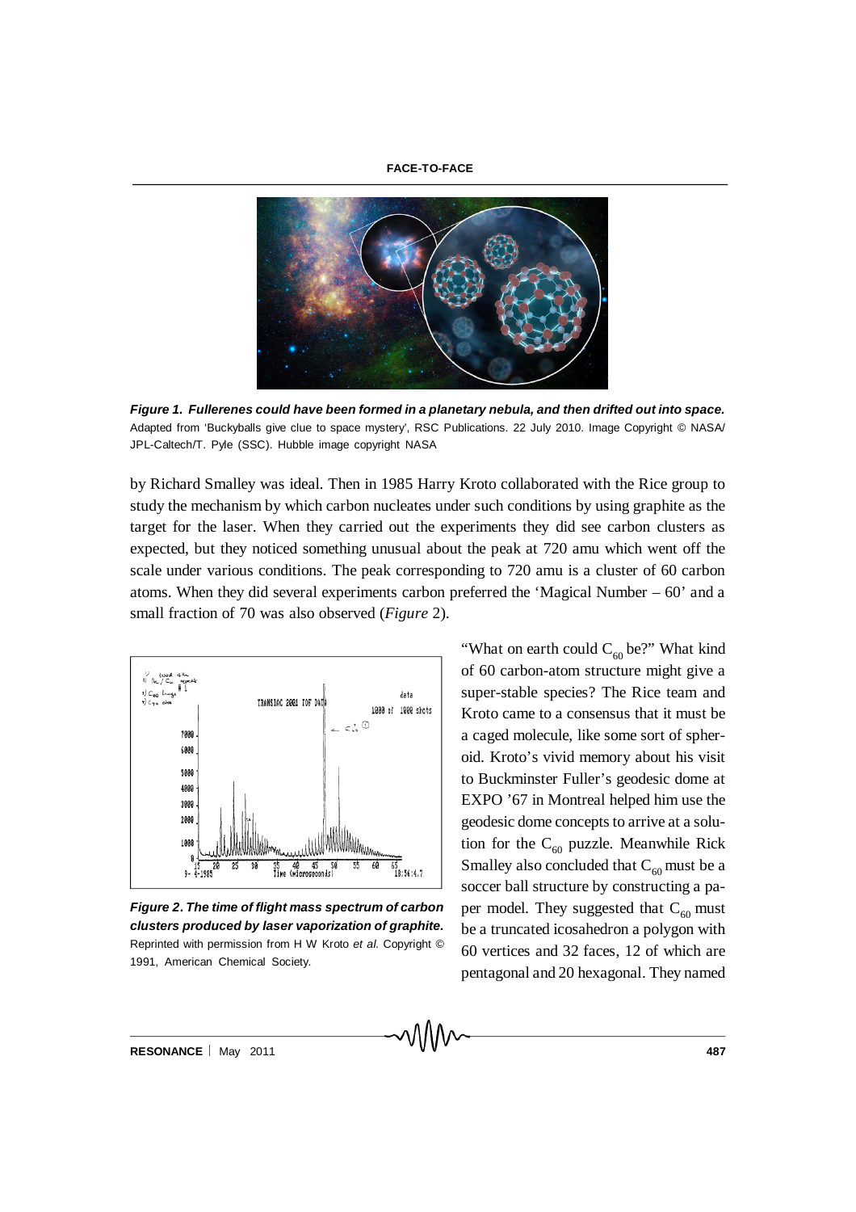*Figure 1. Fullerenes could have been formed in a planetary nebula, and then drifted out into space.*
Adapted from 'Buckyballs give clue to space mystery', RSC Publications. 22 July 2010. Image Copyright © NASA/JPL-Caltech/T. Pyle (SSC). Hubble image copyright NASA

by Richard Smalley was ideal. Then in 1985 Harry Kroto collaborated with the Rice group to study the mechanism by which carbon nucleates under such conditions by using graphite as the target for the laser. When they carried out the experiments they did see carbon clusters as expected, but they noticed something unusual about the peak at 720 amu which went off the scale under various conditions. The peak corresponding to 720 amu is a cluster of 60 carbon atoms. When they did several experiments carbon preferred the 'Magical Number – 60' and a small fraction of 70 was also observed (*Figure* 2).

*Figure 2. The time of flight mass spectrum of carbon clusters produced by laser vaporization of graphite.*
Reprinted with permission from H W Kroto *et al.* Copyright © 1991, American Chemical Society.

"What on earth could $C_{60}$ be?" What kind of 60 carbon-atom structure might give a super-stable species? The Rice team and Kroto came to a consensus that it must be a caged molecule, like some sort of spheroid. Kroto's vivid memory about his visit to Buckminster Fuller's geodesic dome at EXPO '67 in Montreal helped him use the geodesic dome concepts to arrive at a solution for the $C_{60}$ puzzle. Meanwhile Rick Smalley also concluded that $C_{60}$ must be a soccer ball structure by constructing a paper model. They suggested that $C_{60}$ must be a truncated icosahedron a polygon with 60 vertices and 32 faces, 12 of which are pentagonal and 20 hexagonal. They named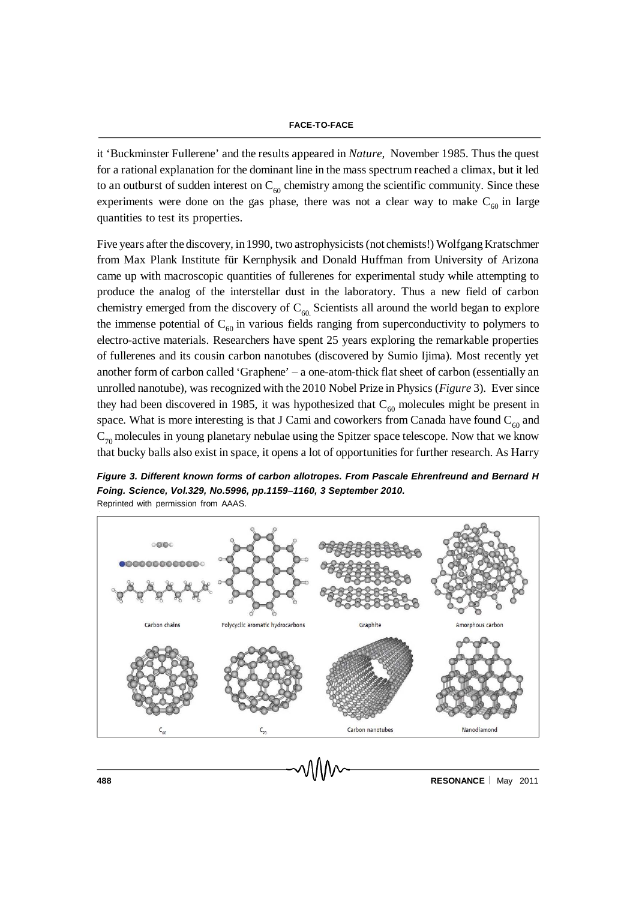it 'Buckminster Fullerene' and the results appeared in *Nature,* November 1985. Thus the quest for a rational explanation for the dominant line in the mass spectrum reached a climax, but it led to an outburst of sudden interest on $C_{60}$ chemistry among the scientific community. Since these experiments were done on the gas phase, there was not a clear way to make $C_{60}$ in large quantities to test its properties.

Five years after the discovery, in 1990, two astrophysicists (not chemists!) Wolfgang Kratschmer from Max Plank Institute für Kernphysik and Donald Huffman from University of Arizona came up with macroscopic quantities of fullerenes for experimental study while attempting to produce the analog of the interstellar dust in the laboratory. Thus a new field of carbon chemistry emerged from the discovery of $C_{60.}$ Scientists all around the world began to explore the immense potential of $C_{60}$ in various fields ranging from superconductivity to polymers to electro-active materials. Researchers have spent 25 years exploring the remarkable properties of fullerenes and its cousin carbon nanotubes (discovered by Sumio Ijima). Most recently yet another form of carbon called 'Graphene' – a one-atom-thick flat sheet of carbon (essentially an unrolled nanotube), was recognized with the 2010 Nobel Prize in Physics (*Figure* 3). Ever since they had been discovered in 1985, it was hypothesized that $C_{60}$ molecules might be present in space. What is more interesting is that J Cami and coworkers from Canada have found $C_{60}$ and $C_{70}$ molecules in young planetary nebulae using the Spitzer space telescope. Now that we know that bucky balls also exist in space, it opens a lot of opportunities for further research. As Harry

***Figure 3. Different known forms of carbon allotropes. From Pascale Ehrenfreund and Bernard H Foing. Science, Vol.329, No.5996, pp.1159–1160, 3 September 2010.***
Reprinted with permission from AAAS.

Carbon chains | Polycyclic aromatic hydrocarbons | Graphite | Amorphous carbon | $C_{60}$ | $C_{70}$ | Carbon nanotubes | Nanodiamond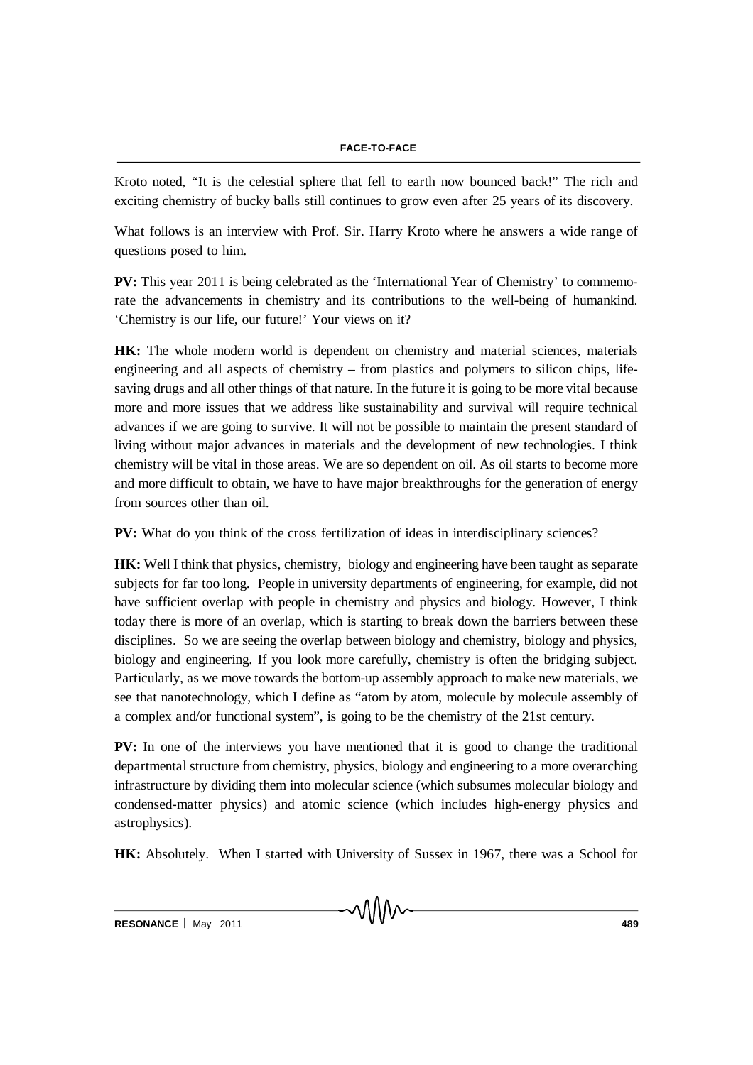Kroto noted, "It is the celestial sphere that fell to earth now bounced back!" The rich and exciting chemistry of bucky balls still continues to grow even after 25 years of its discovery.

What follows is an interview with Prof. Sir. Harry Kroto where he answers a wide range of questions posed to him.

**PV:** This year 2011 is being celebrated as the 'International Year of Chemistry' to commemorate the advancements in chemistry and its contributions to the well-being of humankind. 'Chemistry is our life, our future!' Your views on it?

**HK:** The whole modern world is dependent on chemistry and material sciences, materials engineering and all aspects of chemistry – from plastics and polymers to silicon chips, life-saving drugs and all other things of that nature. In the future it is going to be more vital because more and more issues that we address like sustainability and survival will require technical advances if we are going to survive. It will not be possible to maintain the present standard of living without major advances in materials and the development of new technologies. I think chemistry will be vital in those areas. We are so dependent on oil. As oil starts to become more and more difficult to obtain, we have to have major breakthroughs for the generation of energy from sources other than oil.

**PV:** What do you think of the cross fertilization of ideas in interdisciplinary sciences?

**HK:** Well I think that physics, chemistry, biology and engineering have been taught as separate subjects for far too long. People in university departments of engineering, for example, did not have sufficient overlap with people in chemistry and physics and biology. However, I think today there is more of an overlap, which is starting to break down the barriers between these disciplines. So we are seeing the overlap between biology and chemistry, biology and physics, biology and engineering. If you look more carefully, chemistry is often the bridging subject. Particularly, as we move towards the bottom-up assembly approach to make new materials, we see that nanotechnology, which I define as "atom by atom, molecule by molecule assembly of a complex and/or functional system", is going to be the chemistry of the 21st century.

**PV:** In one of the interviews you have mentioned that it is good to change the traditional departmental structure from chemistry, physics, biology and engineering to a more overarching infrastructure by dividing them into molecular science (which subsumes molecular biology and condensed-matter physics) and atomic science (which includes high-energy physics and astrophysics).

**HK:** Absolutely. When I started with University of Sussex in 1967, there was a School for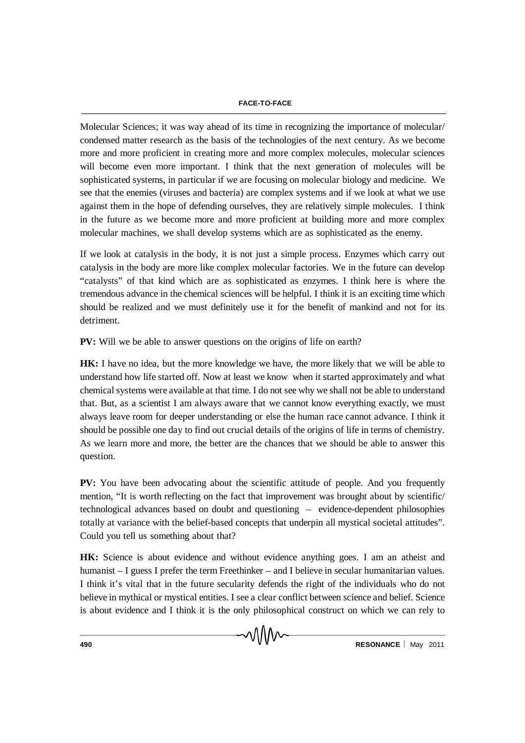Molecular Sciences; it was way ahead of its time in recognizing the importance of molecular/ condensed matter research as the basis of the technologies of the next century. As we become more and more proficient in creating more and more complex molecules, molecular sciences will become even more important. I think that the next generation of molecules will be sophisticated systems, in particular if we are focusing on molecular biology and medicine. We see that the enemies (viruses and bacteria) are complex systems and if we look at what we use against them in the hope of defending ourselves, they are relatively simple molecules. I think in the future as we become more and more proficient at building more and more complex molecular machines, we shall develop systems which are as sophisticated as the enemy.

If we look at catalysis in the body, it is not just a simple process. Enzymes which carry out catalysis in the body are more like complex molecular factories. We in the future can develop "catalysts" of that kind which are as sophisticated as enzymes. I think here is where the tremendous advance in the chemical sciences will be helpful. I think it is an exciting time which should be realized and we must definitely use it for the benefit of mankind and not for its detriment.

**PV:** Will we be able to answer questions on the origins of life on earth?

**HK:** I have no idea, but the more knowledge we have, the more likely that we will be able to understand how life started off. Now at least we know when it started approximately and what chemical systems were available at that time. I do not see why we shall not be able to understand that. But, as a scientist I am always aware that we cannot know everything exactly, we must always leave room for deeper understanding or else the human race cannot advance. I think it should be possible one day to find out crucial details of the origins of life in terms of chemistry. As we learn more and more, the better are the chances that we should be able to answer this question.

**PV:** You have been advocating about the scientific attitude of people. And you frequently mention, "It is worth reflecting on the fact that improvement was brought about by scientific/ technological advances based on doubt and questioning – evidence-dependent philosophies totally at variance with the belief-based concepts that underpin all mystical societal attitudes". Could you tell us something about that?

**HK:** Science is about evidence and without evidence anything goes. I am an atheist and humanist – I guess I prefer the term Freethinker – and I believe in secular humanitarian values. I think it's vital that in the future secularity defends the right of the individuals who do not believe in mythical or mystical entities. I see a clear conflict between science and belief. Science is about evidence and I think it is the only philosophical construct on which we can rely to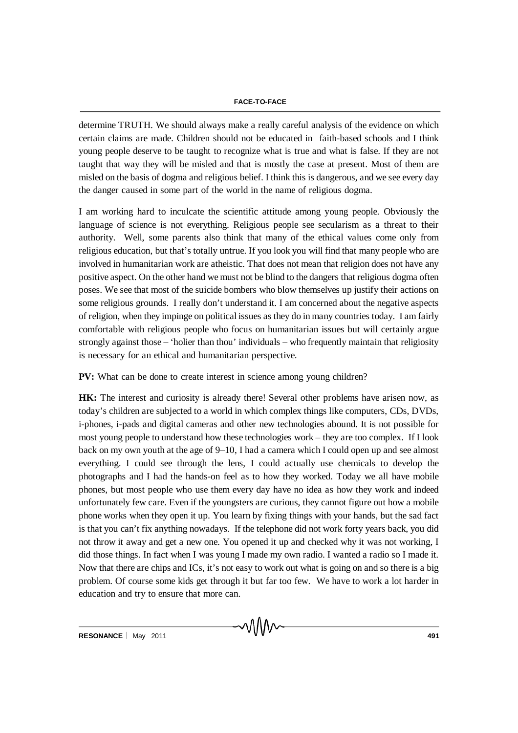determine TRUTH. We should always make a really careful analysis of the evidence on which certain claims are made. Children should not be educated in faith-based schools and I think young people deserve to be taught to recognize what is true and what is false. If they are not taught that way they will be misled and that is mostly the case at present. Most of them are misled on the basis of dogma and religious belief. I think this is dangerous, and we see every day the danger caused in some part of the world in the name of religious dogma.

I am working hard to inculcate the scientific attitude among young people. Obviously the language of science is not everything. Religious people see secularism as a threat to their authority. Well, some parents also think that many of the ethical values come only from religious education, but that's totally untrue. If you look you will find that many people who are involved in humanitarian work are atheistic. That does not mean that religion does not have any positive aspect. On the other hand we must not be blind to the dangers that religious dogma often poses. We see that most of the suicide bombers who blow themselves up justify their actions on some religious grounds. I really don't understand it. I am concerned about the negative aspects of religion, when they impinge on political issues as they do in many countries today. I am fairly comfortable with religious people who focus on humanitarian issues but will certainly argue strongly against those – 'holier than thou' individuals – who frequently maintain that religiosity is necessary for an ethical and humanitarian perspective.

**PV:** What can be done to create interest in science among young children?

**HK:** The interest and curiosity is already there! Several other problems have arisen now, as today's children are subjected to a world in which complex things like computers, CDs, DVDs, i-phones, i-pads and digital cameras and other new technologies abound. It is not possible for most young people to understand how these technologies work – they are too complex. If I look back on my own youth at the age of 9–10, I had a camera which I could open up and see almost everything. I could see through the lens, I could actually use chemicals to develop the photographs and I had the hands-on feel as to how they worked. Today we all have mobile phones, but most people who use them every day have no idea as how they work and indeed unfortunately few care. Even if the youngsters are curious, they cannot figure out how a mobile phone works when they open it up. You learn by fixing things with your hands, but the sad fact is that you can't fix anything nowadays. If the telephone did not work forty years back, you did not throw it away and get a new one. You opened it up and checked why it was not working, I did those things. In fact when I was young I made my own radio. I wanted a radio so I made it. Now that there are chips and ICs, it's not easy to work out what is going on and so there is a big problem. Of course some kids get through it but far too few. We have to work a lot harder in education and try to ensure that more can.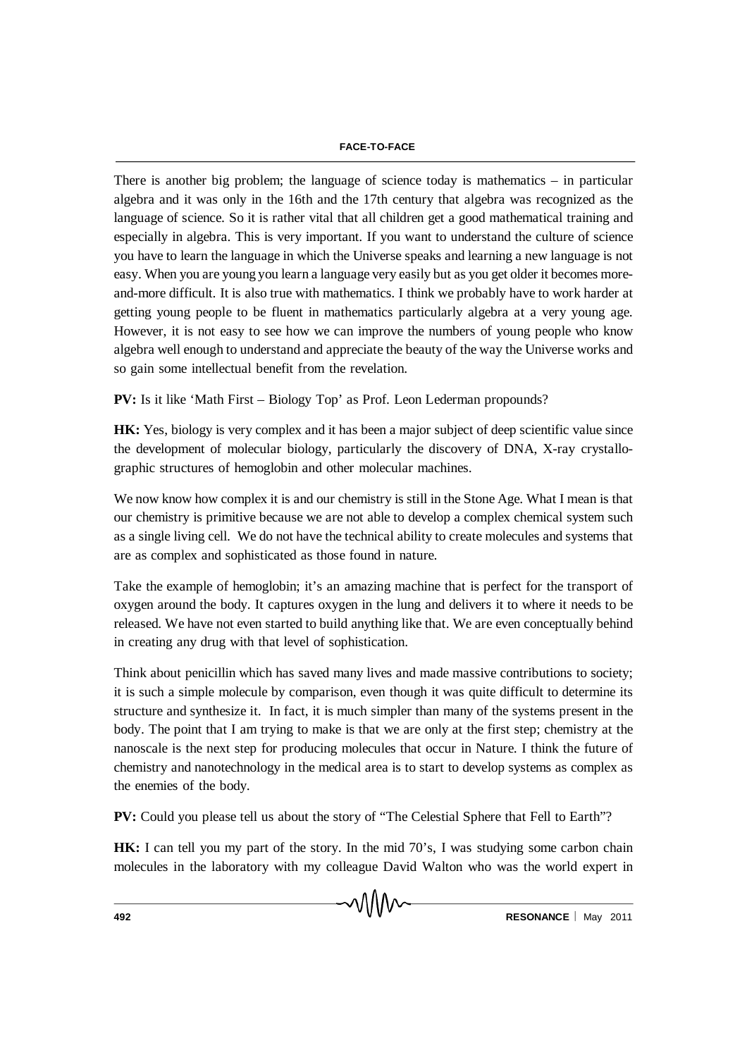There is another big problem; the language of science today is mathematics – in particular algebra and it was only in the 16th and the 17th century that algebra was recognized as the language of science. So it is rather vital that all children get a good mathematical training and especially in algebra. This is very important. If you want to understand the culture of science you have to learn the language in which the Universe speaks and learning a new language is not easy. When you are young you learn a language very easily but as you get older it becomes more-and-more difficult. It is also true with mathematics. I think we probably have to work harder at getting young people to be fluent in mathematics particularly algebra at a very young age. However, it is not easy to see how we can improve the numbers of young people who know algebra well enough to understand and appreciate the beauty of the way the Universe works and so gain some intellectual benefit from the revelation.

**PV:** Is it like 'Math First – Biology Top' as Prof. Leon Lederman propounds?

**HK:** Yes, biology is very complex and it has been a major subject of deep scientific value since the development of molecular biology, particularly the discovery of DNA, X-ray crystallographic structures of hemoglobin and other molecular machines.

We now know how complex it is and our chemistry is still in the Stone Age. What I mean is that our chemistry is primitive because we are not able to develop a complex chemical system such as a single living cell. We do not have the technical ability to create molecules and systems that are as complex and sophisticated as those found in nature.

Take the example of hemoglobin; it's an amazing machine that is perfect for the transport of oxygen around the body. It captures oxygen in the lung and delivers it to where it needs to be released. We have not even started to build anything like that. We are even conceptually behind in creating any drug with that level of sophistication.

Think about penicillin which has saved many lives and made massive contributions to society; it is such a simple molecule by comparison, even though it was quite difficult to determine its structure and synthesize it. In fact, it is much simpler than many of the systems present in the body. The point that I am trying to make is that we are only at the first step; chemistry at the nanoscale is the next step for producing molecules that occur in Nature. I think the future of chemistry and nanotechnology in the medical area is to start to develop systems as complex as the enemies of the body.

**PV:** Could you please tell us about the story of "The Celestial Sphere that Fell to Earth"?

**HK:** I can tell you my part of the story. In the mid 70's, I was studying some carbon chain molecules in the laboratory with my colleague David Walton who was the world expert in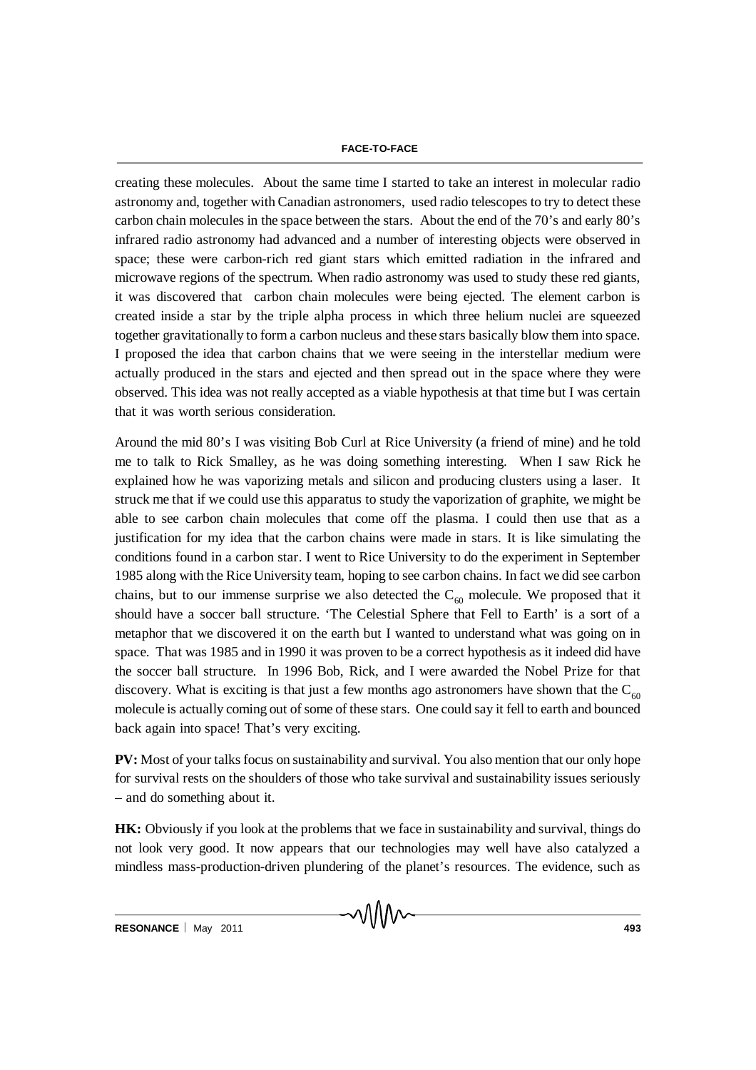creating these molecules. About the same time I started to take an interest in molecular radio astronomy and, together with Canadian astronomers, used radio telescopes to try to detect these carbon chain molecules in the space between the stars. About the end of the 70's and early 80's infrared radio astronomy had advanced and a number of interesting objects were observed in space; these were carbon-rich red giant stars which emitted radiation in the infrared and microwave regions of the spectrum. When radio astronomy was used to study these red giants, it was discovered that carbon chain molecules were being ejected. The element carbon is created inside a star by the triple alpha process in which three helium nuclei are squeezed together gravitationally to form a carbon nucleus and these stars basically blow them into space. I proposed the idea that carbon chains that we were seeing in the interstellar medium were actually produced in the stars and ejected and then spread out in the space where they were observed. This idea was not really accepted as a viable hypothesis at that time but I was certain that it was worth serious consideration.

Around the mid 80's I was visiting Bob Curl at Rice University (a friend of mine) and he told me to talk to Rick Smalley, as he was doing something interesting. When I saw Rick he explained how he was vaporizing metals and silicon and producing clusters using a laser. It struck me that if we could use this apparatus to study the vaporization of graphite, we might be able to see carbon chain molecules that come off the plasma. I could then use that as a justification for my idea that the carbon chains were made in stars. It is like simulating the conditions found in a carbon star. I went to Rice University to do the experiment in September 1985 along with the Rice University team, hoping to see carbon chains. In fact we did see carbon chains, but to our immense surprise we also detected the $C_{60}$ molecule. We proposed that it should have a soccer ball structure. 'The Celestial Sphere that Fell to Earth' is a sort of a metaphor that we discovered it on the earth but I wanted to understand what was going on in space. That was 1985 and in 1990 it was proven to be a correct hypothesis as it indeed did have the soccer ball structure. In 1996 Bob, Rick, and I were awarded the Nobel Prize for that discovery. What is exciting is that just a few months ago astronomers have shown that the $C_{60}$ molecule is actually coming out of some of these stars. One could say it fell to earth and bounced back again into space! That's very exciting.

**PV:** Most of your talks focus on sustainability and survival. You also mention that our only hope for survival rests on the shoulders of those who take survival and sustainability issues seriously – and do something about it.

**HK:** Obviously if you look at the problems that we face in sustainability and survival, things do not look very good. It now appears that our technologies may well have also catalyzed a mindless mass-production-driven plundering of the planet's resources. The evidence, such as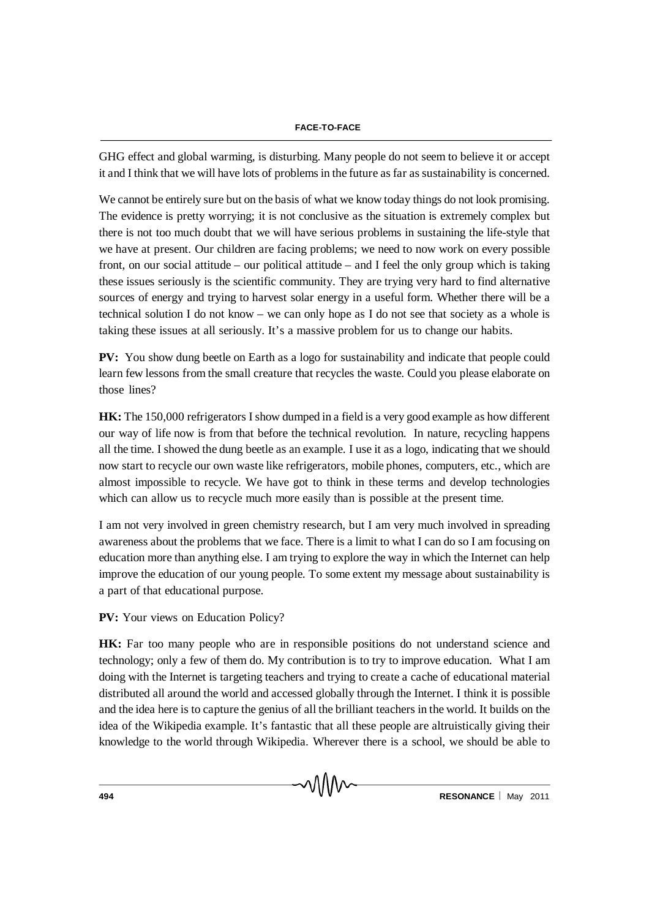GHG effect and global warming, is disturbing. Many people do not seem to believe it or accept it and I think that we will have lots of problems in the future as far as sustainability is concerned.

We cannot be entirely sure but on the basis of what we know today things do not look promising. The evidence is pretty worrying; it is not conclusive as the situation is extremely complex but there is not too much doubt that we will have serious problems in sustaining the life-style that we have at present. Our children are facing problems; we need to now work on every possible front, on our social attitude – our political attitude – and I feel the only group which is taking these issues seriously is the scientific community. They are trying very hard to find alternative sources of energy and trying to harvest solar energy in a useful form. Whether there will be a technical solution I do not know – we can only hope as I do not see that society as a whole is taking these issues at all seriously. It's a massive problem for us to change our habits.

**PV:** You show dung beetle on Earth as a logo for sustainability and indicate that people could learn few lessons from the small creature that recycles the waste. Could you please elaborate on those lines?

**HK:** The 150,000 refrigerators I show dumped in a field is a very good example as how different our way of life now is from that before the technical revolution. In nature, recycling happens all the time. I showed the dung beetle as an example. I use it as a logo, indicating that we should now start to recycle our own waste like refrigerators, mobile phones, computers, etc., which are almost impossible to recycle. We have got to think in these terms and develop technologies which can allow us to recycle much more easily than is possible at the present time.

I am not very involved in green chemistry research, but I am very much involved in spreading awareness about the problems that we face. There is a limit to what I can do so I am focusing on education more than anything else. I am trying to explore the way in which the Internet can help improve the education of our young people. To some extent my message about sustainability is a part of that educational purpose.

**PV:** Your views on Education Policy?

**HK:** Far too many people who are in responsible positions do not understand science and technology; only a few of them do. My contribution is to try to improve education. What I am doing with the Internet is targeting teachers and trying to create a cache of educational material distributed all around the world and accessed globally through the Internet. I think it is possible and the idea here is to capture the genius of all the brilliant teachers in the world. It builds on the idea of the Wikipedia example. It's fantastic that all these people are altruistically giving their knowledge to the world through Wikipedia. Wherever there is a school, we should be able to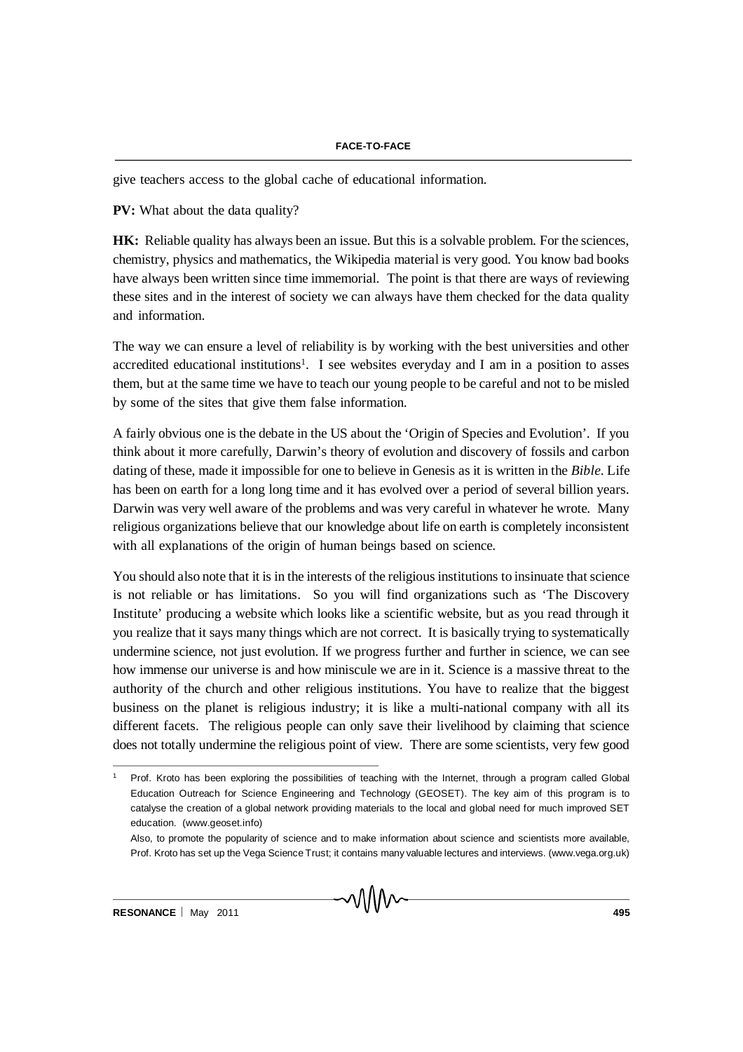give teachers access to the global cache of educational information.

**PV:** What about the data quality?

**HK:** Reliable quality has always been an issue. But this is a solvable problem. For the sciences, chemistry, physics and mathematics, the Wikipedia material is very good. You know bad books have always been written since time immemorial. The point is that there are ways of reviewing these sites and in the interest of society we can always have them checked for the data quality and information.

The way we can ensure a level of reliability is by working with the best universities and other accredited educational institutions[1]. I see websites everyday and I am in a position to asses them, but at the same time we have to teach our young people to be careful and not to be misled by some of the sites that give them false information.

A fairly obvious one is the debate in the US about the 'Origin of Species and Evolution'. If you think about it more carefully, Darwin's theory of evolution and discovery of fossils and carbon dating of these, made it impossible for one to believe in Genesis as it is written in the *Bible*. Life has been on earth for a long long time and it has evolved over a period of several billion years. Darwin was very well aware of the problems and was very careful in whatever he wrote. Many religious organizations believe that our knowledge about life on earth is completely inconsistent with all explanations of the origin of human beings based on science.

You should also note that it is in the interests of the religious institutions to insinuate that science is not reliable or has limitations. So you will find organizations such as 'The Discovery Institute' producing a website which looks like a scientific website, but as you read through it you realize that it says many things which are not correct. It is basically trying to systematically undermine science, not just evolution. If we progress further and further in science, we can see how immense our universe is and how miniscule we are in it. Science is a massive threat to the authority of the church and other religious institutions. You have to realize that the biggest business on the planet is religious industry; it is like a multi-national company with all its different facets. The religious people can only save their livelihood by claiming that science does not totally undermine the religious point of view. There are some scientists, very few good

---

[1] Prof. Kroto has been exploring the possibilities of teaching with the Internet, through a program called Global Education Outreach for Science Engineering and Technology (GEOSET). The key aim of this program is to catalyse the creation of a global network providing materials to the local and global need for much improved SET education. (www.geoset.info)

Also, to promote the popularity of science and to make information about science and scientists more available, Prof. Kroto has set up the Vega Science Trust; it contains many valuable lectures and interviews. (www.vega.org.uk)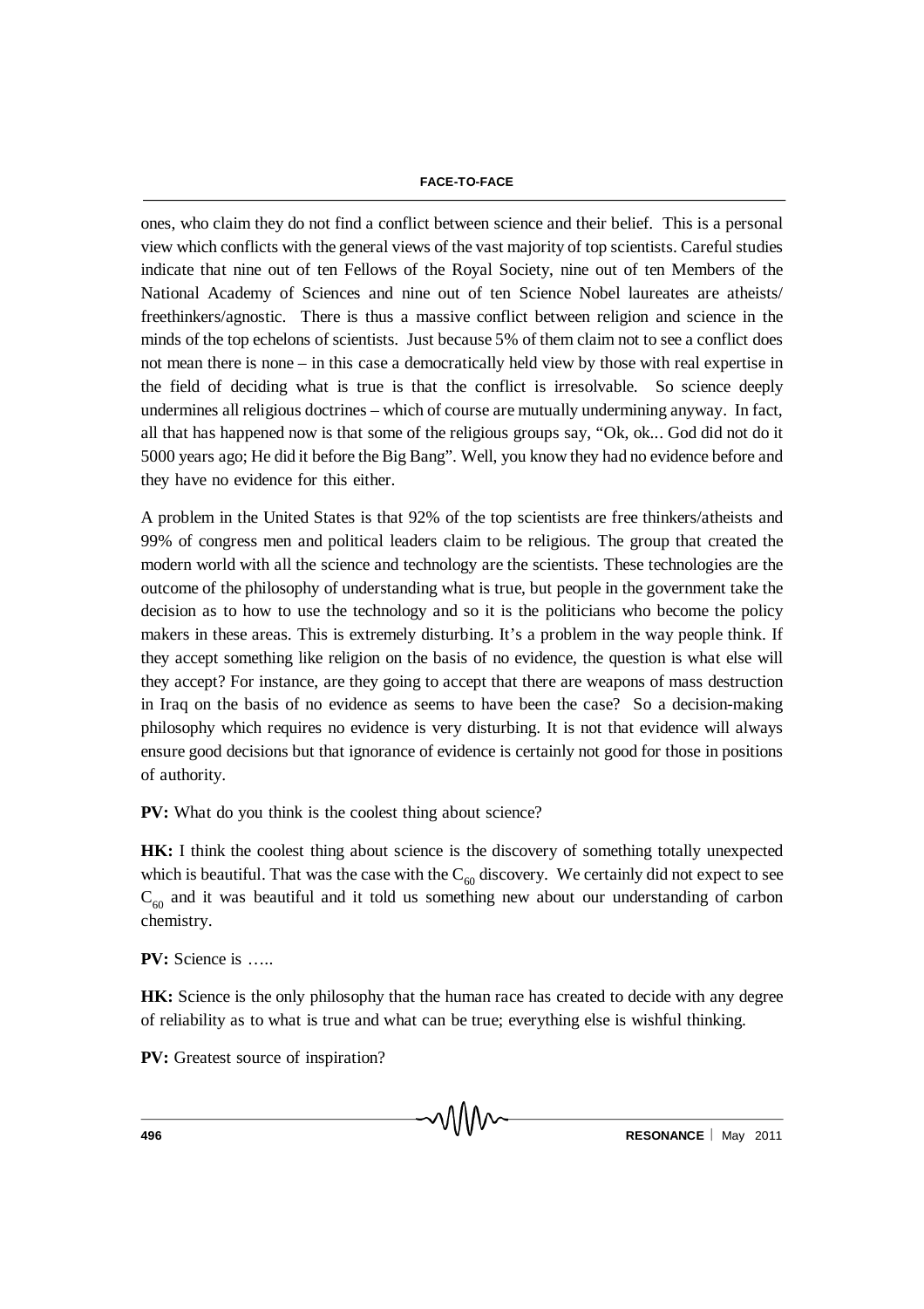ones, who claim they do not find a conflict between science and their belief. This is a personal view which conflicts with the general views of the vast majority of top scientists. Careful studies indicate that nine out of ten Fellows of the Royal Society, nine out of ten Members of the National Academy of Sciences and nine out of ten Science Nobel laureates are atheists/ freethinkers/agnostic. There is thus a massive conflict between religion and science in the minds of the top echelons of scientists. Just because 5% of them claim not to see a conflict does not mean there is none – in this case a democratically held view by those with real expertise in the field of deciding what is true is that the conflict is irresolvable. So science deeply undermines all religious doctrines – which of course are mutually undermining anyway. In fact, all that has happened now is that some of the religious groups say, "Ok, ok... God did not do it 5000 years ago; He did it before the Big Bang". Well, you know they had no evidence before and they have no evidence for this either.

A problem in the United States is that 92% of the top scientists are free thinkers/atheists and 99% of congress men and political leaders claim to be religious. The group that created the modern world with all the science and technology are the scientists. These technologies are the outcome of the philosophy of understanding what is true, but people in the government take the decision as to how to use the technology and so it is the politicians who become the policy makers in these areas. This is extremely disturbing. It's a problem in the way people think. If they accept something like religion on the basis of no evidence, the question is what else will they accept? For instance, are they going to accept that there are weapons of mass destruction in Iraq on the basis of no evidence as seems to have been the case? So a decision-making philosophy which requires no evidence is very disturbing. It is not that evidence will always ensure good decisions but that ignorance of evidence is certainly not good for those in positions of authority.

**PV:** What do you think is the coolest thing about science?

**HK:** I think the coolest thing about science is the discovery of something totally unexpected which is beautiful. That was the case with the $C_{60}$ discovery. We certainly did not expect to see $C_{60}$ and it was beautiful and it told us something new about our understanding of carbon chemistry.

**PV:** Science is …..

**HK:** Science is the only philosophy that the human race has created to decide with any degree of reliability as to what is true and what can be true; everything else is wishful thinking.

**PV:** Greatest source of inspiration?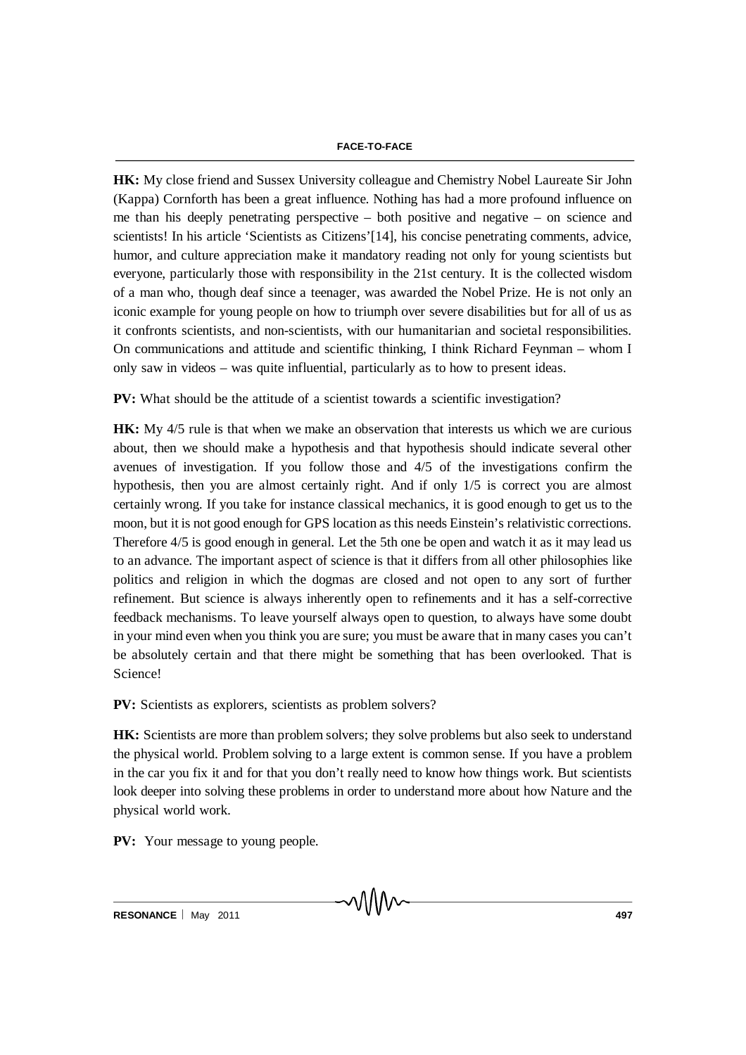**HK:** My close friend and Sussex University colleague and Chemistry Nobel Laureate Sir John (Kappa) Cornforth has been a great influence. Nothing has had a more profound influence on me than his deeply penetrating perspective – both positive and negative – on science and scientists! In his article 'Scientists as Citizens'[14], his concise penetrating comments, advice, humor, and culture appreciation make it mandatory reading not only for young scientists but everyone, particularly those with responsibility in the 21st century. It is the collected wisdom of a man who, though deaf since a teenager, was awarded the Nobel Prize. He is not only an iconic example for young people on how to triumph over severe disabilities but for all of us as it confronts scientists, and non-scientists, with our humanitarian and societal responsibilities. On communications and attitude and scientific thinking, I think Richard Feynman – whom I only saw in videos – was quite influential, particularly as to how to present ideas.

**PV:** What should be the attitude of a scientist towards a scientific investigation?

**HK:** My 4/5 rule is that when we make an observation that interests us which we are curious about, then we should make a hypothesis and that hypothesis should indicate several other avenues of investigation. If you follow those and 4/5 of the investigations confirm the hypothesis, then you are almost certainly right. And if only 1/5 is correct you are almost certainly wrong. If you take for instance classical mechanics, it is good enough to get us to the moon, but it is not good enough for GPS location as this needs Einstein's relativistic corrections. Therefore 4/5 is good enough in general. Let the 5th one be open and watch it as it may lead us to an advance. The important aspect of science is that it differs from all other philosophies like politics and religion in which the dogmas are closed and not open to any sort of further refinement. But science is always inherently open to refinements and it has a self-corrective feedback mechanisms. To leave yourself always open to question, to always have some doubt in your mind even when you think you are sure; you must be aware that in many cases you can't be absolutely certain and that there might be something that has been overlooked. That is Science!

**PV:** Scientists as explorers, scientists as problem solvers?

**HK:** Scientists are more than problem solvers; they solve problems but also seek to understand the physical world. Problem solving to a large extent is common sense. If you have a problem in the car you fix it and for that you don't really need to know how things work. But scientists look deeper into solving these problems in order to understand more about how Nature and the physical world work.

**PV:** Your message to young people.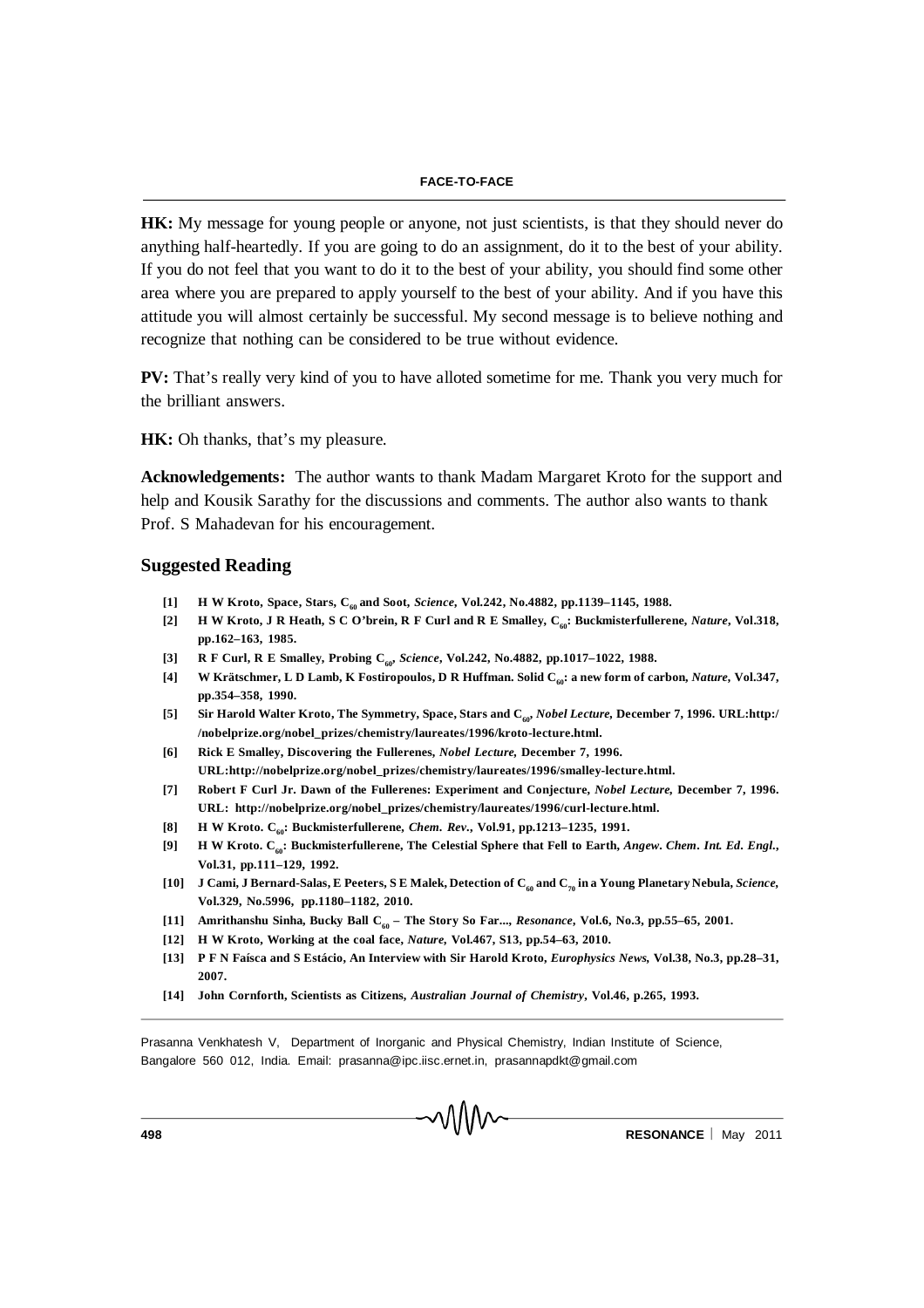**HK:** My message for young people or anyone, not just scientists, is that they should never do anything half-heartedly. If you are going to do an assignment, do it to the best of your ability. If you do not feel that you want to do it to the best of your ability, you should find some other area where you are prepared to apply yourself to the best of your ability. And if you have this attitude you will almost certainly be successful. My second message is to believe nothing and recognize that nothing can be considered to be true without evidence.

**PV:** That's really very kind of you to have alloted sometime for me. Thank you very much for the brilliant answers.

**HK:** Oh thanks, that's my pleasure.

**Acknowledgements:** The author wants to thank Madam Margaret Kroto for the support and help and Kousik Sarathy for the discussions and comments. The author also wants to thank Prof. S Mahadevan for his encouragement.

## Suggested Reading

**[1] H W Kroto, Space, Stars, $C_{60}$ and Soot, *Science*, Vol.242, No.4882, pp.1139–1145, 1988.**

**[2] H W Kroto, J R Heath, S C O'brein, R F Curl and R E Smalley, $C_{60}$: Buckminsterfullerene, *Nature*, Vol.318, pp.162–163, 1985.**

**[3] R F Curl, R E Smalley, Probing $C_{60}$, *Science*, Vol.242, No.4882, pp.1017–1022, 1988.**

**[4] W Krätschmer, L D Lamb, K Fostiropoulos, D R Huffman. Solid $C_{60}$: a new form of carbon, *Nature*, Vol.347, pp.354–358, 1990.**

**[5] Sir Harold Walter Kroto, The Symmetry, Space, Stars and $C_{60}$, *Nobel Lecture*, December 7, 1996. URL:http://nobelprize.org/nobel_prizes/chemistry/laureates/1996/kroto-lecture.html.**

**[6] Rick E Smalley, Discovering the Fullerenes, *Nobel Lecture*, December 7, 1996. URL:http://nobelprize.org/nobel_prizes/chemistry/laureates/1996/smalley-lecture.html.**

**[7] Robert F Curl Jr. Dawn of the Fullerenes: Experiment and Conjecture, *Nobel Lecture*, December 7, 1996. URL: http://nobelprize.org/nobel_prizes/chemistry/laureates/1996/curl-lecture.html.**

**[8] H W Kroto. $C_{60}$: Buckminsterfullerene, *Chem. Rev.*, Vol.91, pp.1213–1235, 1991.**

**[9] H W Kroto. $C_{60}$: Buckminsterfullerene, The Celestial Sphere that Fell to Earth, *Angew. Chem. Int. Ed. Engl.*, Vol.31, pp.111–129, 1992.**

**[10] J Cami, J Bernard-Salas, E Peeters, S E Malek, Detection of $C_{60}$ and $C_{70}$ in a Young Planetary Nebula, *Science*, Vol.329, No.5996, pp.1180–1182, 2010.**

**[11] Amrithanshu Sinha, Bucky Ball $C_{60}$ – The Story So Far..., *Resonance*, Vol.6, No.3, pp.55–65, 2001.**

**[12] H W Kroto, Working at the coal face, *Nature*, Vol.467, S13, pp.54–63, 2010.**

**[13] P F N Faísca and S Estácio, An Interview with Sir Harold Kroto, *Europhysics News*, Vol.38, No.3, pp.28–31, 2007.**

**[14] John Cornforth, Scientists as Citizens, *Australian Journal of Chemistry*, Vol.46, p.265, 1993.**

Prasanna Venkhatesh V, Department of Inorganic and Physical Chemistry, Indian Institute of Science, Bangalore 560 012, India. Email: prasanna@ipc.iisc.ernet.in, prasannapdkt@gmail.com